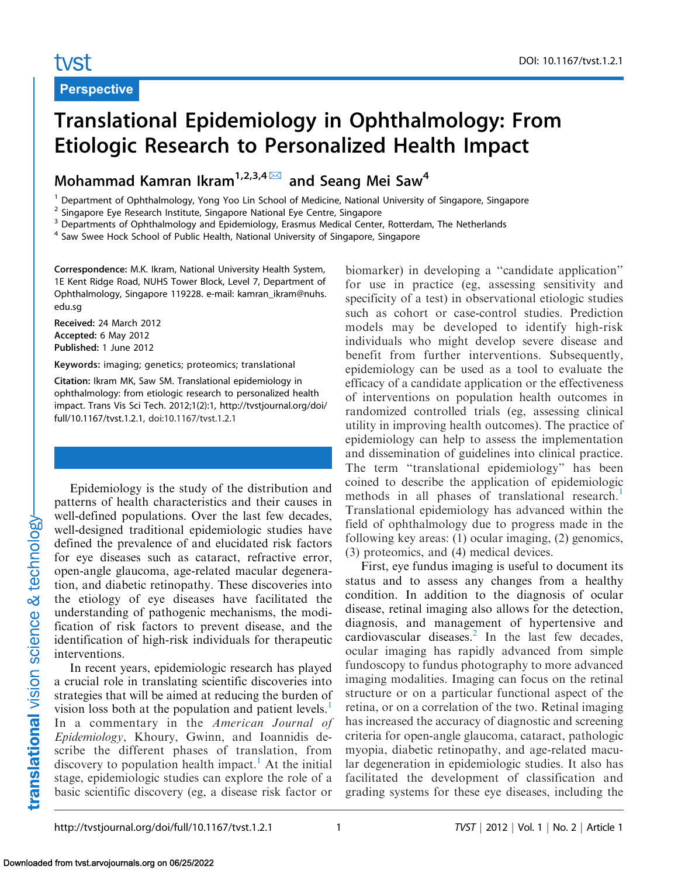Perspective

# Translational Epidemiology in Ophthalmology: From Etiologic Research to Personalized Health Impact

**Mohammad Kamran Ikram**[1,2,3,4] **and Seang Mei Saw**[4]

[1] Department of Ophthalmology, Yong Yoo Lin School of Medicine, National University of Singapore, Singapore
[2] Singapore Eye Research Institute, Singapore National Eye Centre, Singapore
[3] Departments of Ophthalmology and Epidemiology, Erasmus Medical Center, Rotterdam, The Netherlands
[4] Saw Swee Hock School of Public Health, National University of Singapore, Singapore

**Correspondence:** M.K. Ikram, National University Health System, 1E Kent Ridge Road, NUHS Tower Block, Level 7, Department of Ophthalmology, Singapore 119228. e-mail: kamran_ikram@nuhs.edu.sg

**Received:** 24 March 2012
**Accepted:** 6 May 2012
**Published:** 1 June 2012

**Keywords:** imaging; genetics; proteomics; translational

**Citation:** Ikram MK, Saw SM. Translational epidemiology in ophthalmology: from etiologic research to personalized health impact. Trans Vis Sci Tech. 2012;1(2):1, http://tvstjournal.org/doi/full/10.1167/tvst.1.2.1, doi:10.1167/tvst.1.2.1

Epidemiology is the study of the distribution and patterns of health characteristics and their causes in well-defined populations. Over the last few decades, well-designed traditional epidemiologic studies have defined the prevalence of and elucidated risk factors for eye diseases such as cataract, refractive error, open-angle glaucoma, age-related macular degeneration, and diabetic retinopathy. These discoveries into the etiology of eye diseases have facilitated the understanding of pathogenic mechanisms, the modification of risk factors to prevent disease, and the identification of high-risk individuals for therapeutic interventions.

In recent years, epidemiologic research has played a crucial role in translating scientific discoveries into strategies that will be aimed at reducing the burden of vision loss both at the population and patient levels.[1] In a commentary in the *American Journal of Epidemiology*, Khoury, Gwinn, and Ioannidis describe the different phases of translation, from discovery to population health impact.[1] At the initial stage, epidemiologic studies can explore the role of a basic scientific discovery (eg, a disease risk factor or biomarker) in developing a "candidate application" for use in practice (eg, assessing sensitivity and specificity of a test) in observational etiologic studies such as cohort or case-control studies. Prediction models may be developed to identify high-risk individuals who might develop severe disease and benefit from further interventions. Subsequently, epidemiology can be used as a tool to evaluate the efficacy of a candidate application or the effectiveness of interventions on population health outcomes in randomized controlled trials (eg, assessing clinical utility in improving health outcomes). The practice of epidemiology can help to assess the implementation and dissemination of guidelines into clinical practice. The term "translational epidemiology" has been coined to describe the application of epidemiologic methods in all phases of translational research.[1] Translational epidemiology has advanced within the field of ophthalmology due to progress made in the following key areas: (1) ocular imaging, (2) genomics, (3) proteomics, and (4) medical devices.

First, eye fundus imaging is useful to document its status and to assess any changes from a healthy condition. In addition to the diagnosis of ocular disease, retinal imaging also allows for the detection, diagnosis, and management of hypertensive and cardiovascular diseases.[2] In the last few decades, ocular imaging has rapidly advanced from simple fundoscopy to fundus photography to more advanced imaging modalities. Imaging can focus on the retinal structure or on a particular functional aspect of the retina, or on a correlation of the two. Retinal imaging has increased the accuracy of diagnostic and screening criteria for open-angle glaucoma, cataract, pathologic myopia, diabetic retinopathy, and age-related macular degeneration in epidemiologic studies. It also has facilitated the development of classification and grading systems for these eye diseases, including the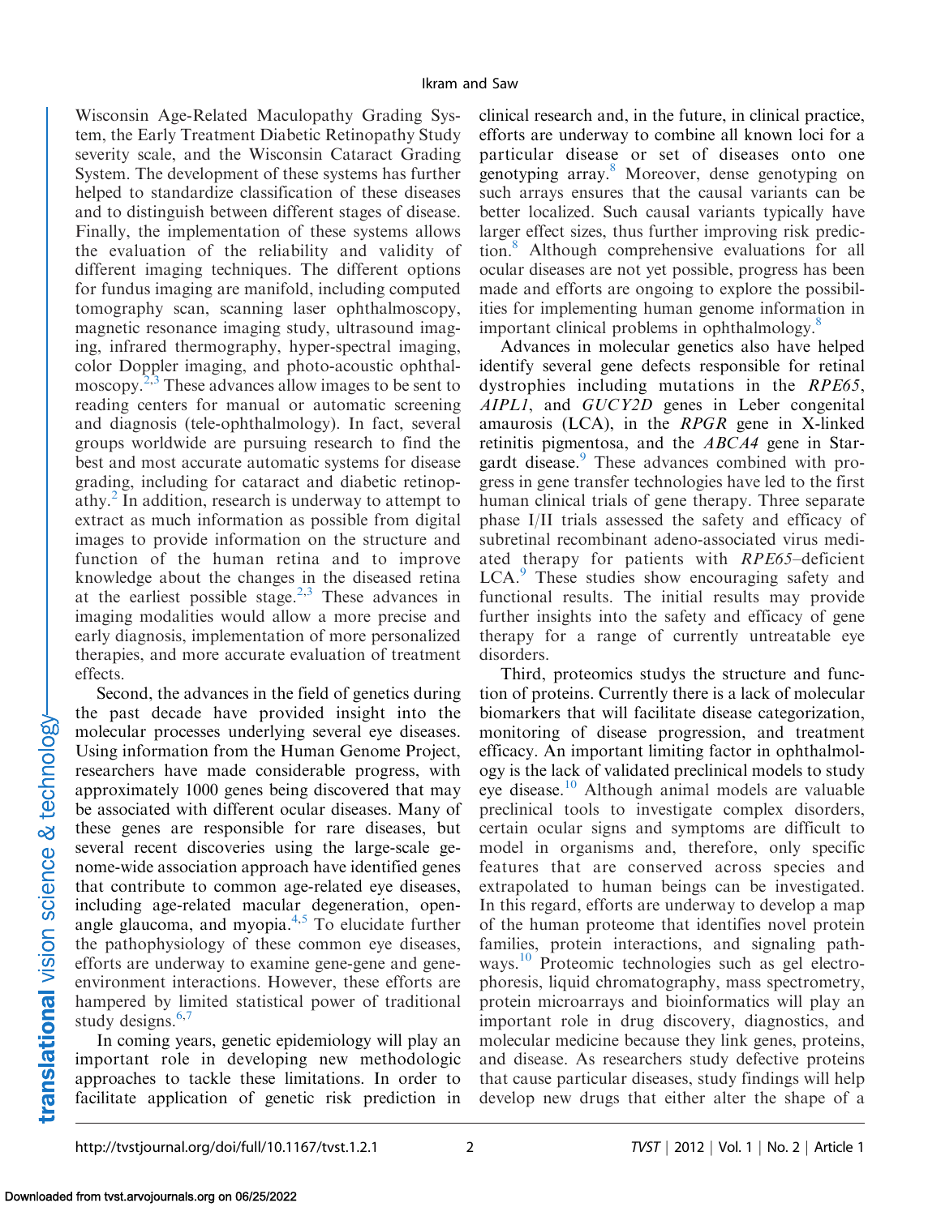Wisconsin Age-Related Maculopathy Grading System, the Early Treatment Diabetic Retinopathy Study severity scale, and the Wisconsin Cataract Grading System. The development of these systems has further helped to standardize classification of these diseases and to distinguish between different stages of disease. Finally, the implementation of these systems allows the evaluation of the reliability and validity of different imaging techniques. The different options for fundus imaging are manifold, including computed tomography scan, scanning laser ophthalmoscopy, magnetic resonance imaging study, ultrasound imaging, infrared thermography, hyper-spectral imaging, color Doppler imaging, and photo-acoustic ophthalmoscopy.[2,3] These advances allow images to be sent to reading centers for manual or automatic screening and diagnosis (tele-ophthalmology). In fact, several groups worldwide are pursuing research to find the best and most accurate automatic systems for disease grading, including for cataract and diabetic retinopathy.[2] In addition, research is underway to attempt to extract as much information as possible from digital images to provide information on the structure and function of the human retina and to improve knowledge about the changes in the diseased retina at the earliest possible stage.[2,3] These advances in imaging modalities would allow a more precise and early diagnosis, implementation of more personalized therapies, and more accurate evaluation of treatment effects.

Second, the advances in the field of genetics during the past decade have provided insight into the molecular processes underlying several eye diseases. Using information from the Human Genome Project, researchers have made considerable progress, with approximately 1000 genes being discovered that may be associated with different ocular diseases. Many of these genes are responsible for rare diseases, but several recent discoveries using the large-scale genome-wide association approach have identified genes that contribute to common age-related eye diseases, including age-related macular degeneration, open-angle glaucoma, and myopia.[4,5] To elucidate further the pathophysiology of these common eye diseases, efforts are underway to examine gene-gene and gene-environment interactions. However, these efforts are hampered by limited statistical power of traditional study designs.[6,7]

In coming years, genetic epidemiology will play an important role in developing new methodologic approaches to tackle these limitations. In order to facilitate application of genetic risk prediction in clinical research and, in the future, in clinical practice, efforts are underway to combine all known loci for a particular disease or set of diseases onto one genotyping array.[8] Moreover, dense genotyping on such arrays ensures that the causal variants can be better localized. Such causal variants typically have larger effect sizes, thus further improving risk prediction.[8] Although comprehensive evaluations for all ocular diseases are not yet possible, progress has been made and efforts are ongoing to explore the possibilities for implementing human genome information in important clinical problems in ophthalmology.[8]

Advances in molecular genetics also have helped identify several gene defects responsible for retinal dystrophies including mutations in the *RPE65*, *AIPL1*, and *GUCY2D* genes in Leber congenital amaurosis (LCA), in the *RPGR* gene in X-linked retinitis pigmentosa, and the *ABCA4* gene in Stargardt disease.[9] These advances combined with progress in gene transfer technologies have led to the first human clinical trials of gene therapy. Three separate phase I/II trials assessed the safety and efficacy of subretinal recombinant adeno-associated virus mediated therapy for patients with *RPE65*–deficient LCA.[9] These studies show encouraging safety and functional results. The initial results may provide further insights into the safety and efficacy of gene therapy for a range of currently untreatable eye disorders.

Third, proteomics studys the structure and function of proteins. Currently there is a lack of molecular biomarkers that will facilitate disease categorization, monitoring of disease progression, and treatment efficacy. An important limiting factor in ophthalmology is the lack of validated preclinical models to study eye disease.[10] Although animal models are valuable preclinical tools to investigate complex disorders, certain ocular signs and symptoms are difficult to model in organisms and, therefore, only specific features that are conserved across species and extrapolated to human beings can be investigated. In this regard, efforts are underway to develop a map of the human proteome that identifies novel protein families, protein interactions, and signaling pathways.[10] Proteomic technologies such as gel electrophoresis, liquid chromatography, mass spectrometry, protein microarrays and bioinformatics will play an important role in drug discovery, diagnostics, and molecular medicine because they link genes, proteins, and disease. As researchers study defective proteins that cause particular diseases, study findings will help develop new drugs that either alter the shape of a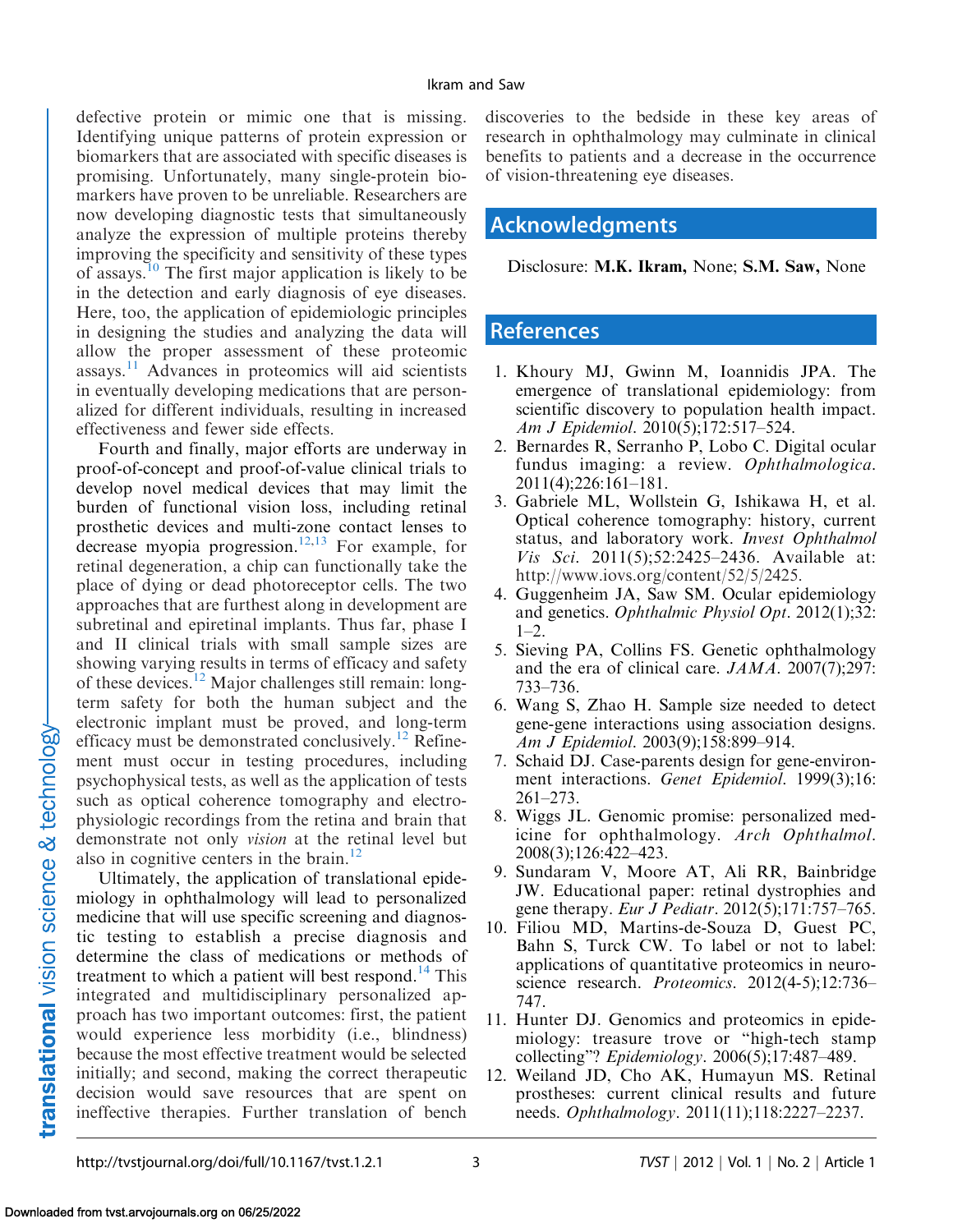defective protein or mimic one that is missing. Identifying unique patterns of protein expression or biomarkers that are associated with specific diseases is promising. Unfortunately, many single-protein biomarkers have proven to be unreliable. Researchers are now developing diagnostic tests that simultaneously analyze the expression of multiple proteins thereby improving the specificity and sensitivity of these types of assays.[10] The first major application is likely to be in the detection and early diagnosis of eye diseases. Here, too, the application of epidemiologic principles in designing the studies and analyzing the data will allow the proper assessment of these proteomic assays.[11] Advances in proteomics will aid scientists in eventually developing medications that are personalized for different individuals, resulting in increased effectiveness and fewer side effects.

Fourth and finally, major efforts are underway in proof-of-concept and proof-of-value clinical trials to develop novel medical devices that may limit the burden of functional vision loss, including retinal prosthetic devices and multi-zone contact lenses to decrease myopia progression.[12,13] For example, for retinal degeneration, a chip can functionally take the place of dying or dead photoreceptor cells. The two approaches that are furthest along in development are subretinal and epiretinal implants. Thus far, phase I and II clinical trials with small sample sizes are showing varying results in terms of efficacy and safety of these devices.[12] Major challenges still remain: long-term safety for both the human subject and the electronic implant must be proved, and long-term efficacy must be demonstrated conclusively.[12] Refinement must occur in testing procedures, including psychophysical tests, as well as the application of tests such as optical coherence tomography and electrophysiologic recordings from the retina and brain that demonstrate not only *vision* at the retinal level but also in cognitive centers in the brain.[12]

Ultimately, the application of translational epidemiology in ophthalmology will lead to personalized medicine that will use specific screening and diagnostic testing to establish a precise diagnosis and determine the class of medications or methods of treatment to which a patient will best respond.[14] This integrated and multidisciplinary personalized approach has two important outcomes: first, the patient would experience less morbidity (i.e., blindness) because the most effective treatment would be selected initially; and second, making the correct therapeutic decision would save resources that are spent on ineffective therapies. Further translation of bench discoveries to the bedside in these key areas of research in ophthalmology may culminate in clinical benefits to patients and a decrease in the occurrence of vision-threatening eye diseases.

## Acknowledgments

Disclosure: **M.K. Ikram,** None; **S.M. Saw,** None

## References

1. Khoury MJ, Gwinn M, Ioannidis JPA. The emergence of translational epidemiology: from scientific discovery to population health impact. *Am J Epidemiol*. 2010(5);172:517–524.
2. Bernardes R, Serranho P, Lobo C. Digital ocular fundus imaging: a review. *Ophthalmologica*. 2011(4);226:161–181.
3. Gabriele ML, Wollstein G, Ishikawa H, et al. Optical coherence tomography: history, current status, and laboratory work. *Invest Ophthalmol Vis Sci*. 2011(5);52:2425–2436. Available at: http://www.iovs.org/content/52/5/2425.
4. Guggenheim JA, Saw SM. Ocular epidemiology and genetics. *Ophthalmic Physiol Opt*. 2012(1);32: 1–2.
5. Sieving PA, Collins FS. Genetic ophthalmology and the era of clinical care. *JAMA*. 2007(7);297: 733–736.
6. Wang S, Zhao H. Sample size needed to detect gene-gene interactions using association designs. *Am J Epidemiol*. 2003(9);158:899–914.
7. Schaid DJ. Case-parents design for gene-environment interactions. *Genet Epidemiol*. 1999(3);16: 261–273.
8. Wiggs JL. Genomic promise: personalized medicine for ophthalmology. *Arch Ophthalmol*. 2008(3);126:422–423.
9. Sundaram V, Moore AT, Ali RR, Bainbridge JW. Educational paper: retinal dystrophies and gene therapy. *Eur J Pediatr*. 2012(5);171:757–765.
10. Filiou MD, Martins-de-Souza D, Guest PC, Bahn S, Turck CW. To label or not to label: applications of quantitative proteomics in neuroscience research. *Proteomics*. 2012(4-5);12:736–747.
11. Hunter DJ. Genomics and proteomics in epidemiology: treasure trove or "high-tech stamp collecting"? *Epidemiology*. 2006(5);17:487–489.
12. Weiland JD, Cho AK, Humayun MS. Retinal prostheses: current clinical results and future needs. *Ophthalmology*. 2011(11);118:2227–2237.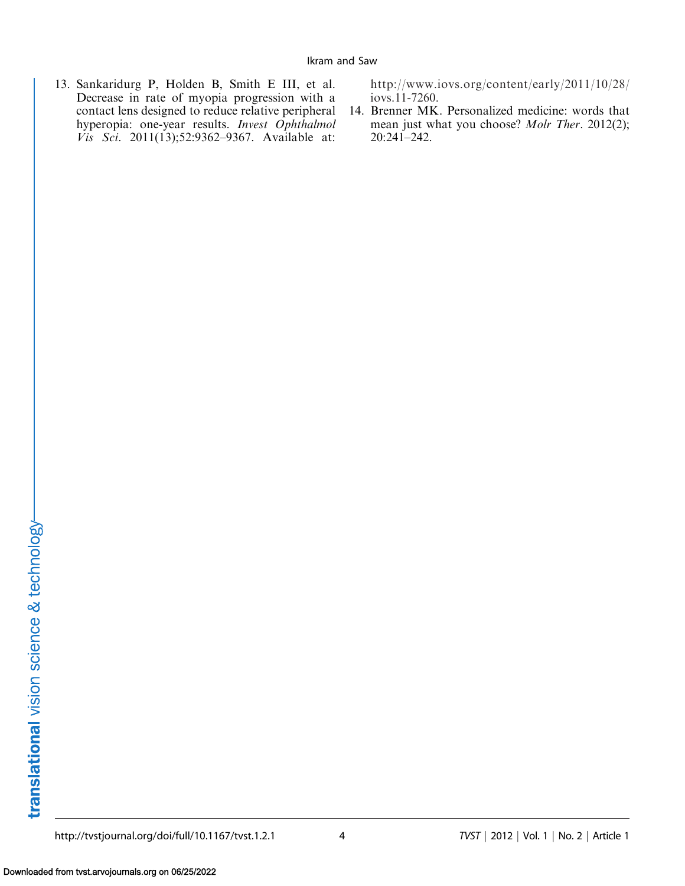13. Sankaridurg P, Holden B, Smith E III, et al. Decrease in rate of myopia progression with a contact lens designed to reduce relative peripheral hyperopia: one-year results. *Invest Ophthalmol Vis Sci*. 2011(13);52:9362–9367. Available at: http://www.iovs.org/content/early/2011/10/28/iovs.11-7260.
14. Brenner MK. Personalized medicine: words that mean just what you choose? *Molr Ther*. 2012(2); 20:241–242.